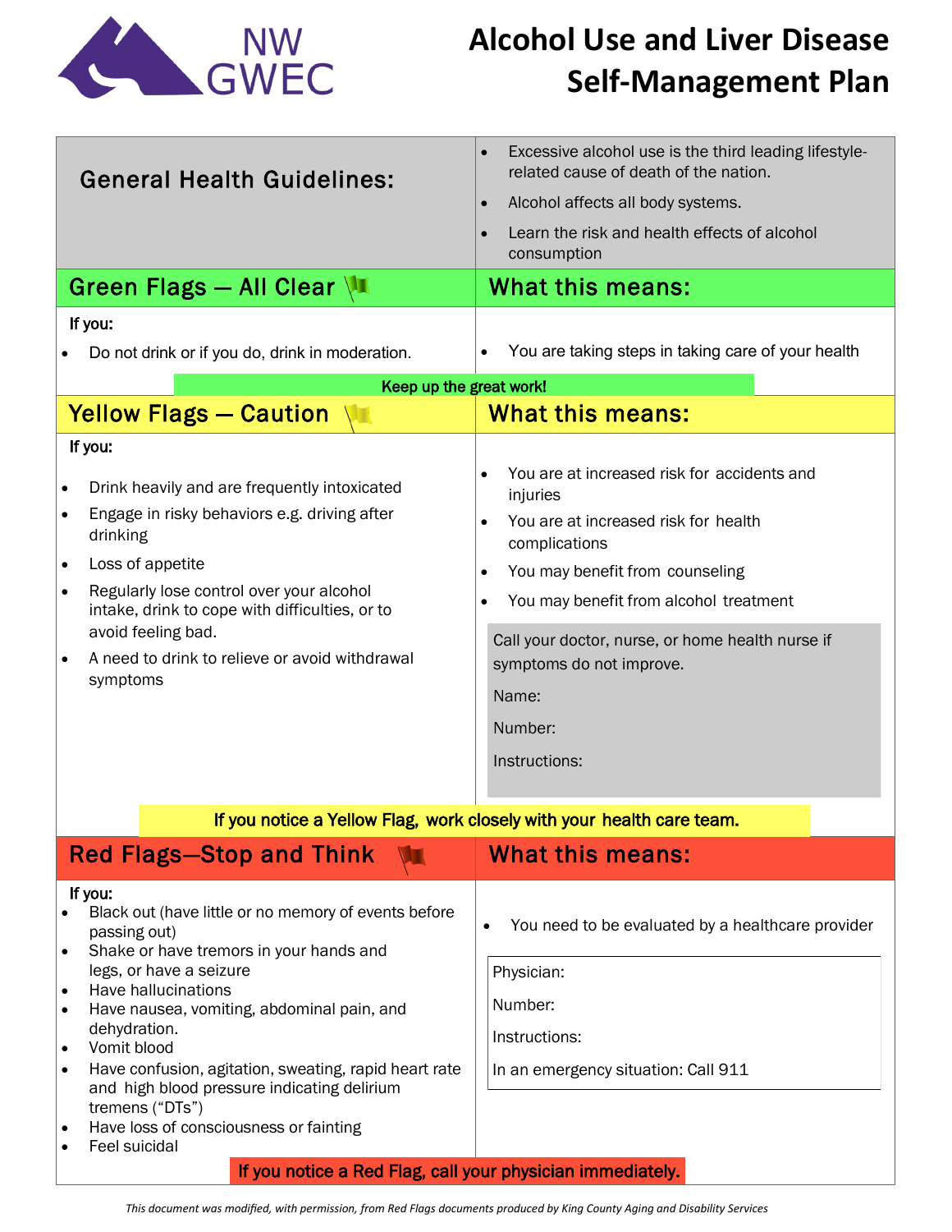# Alcohol Use and Liver Disease Self-Management Plan

NW GWEC

## General Health Guidelines:

- Excessive alcohol use is the third leading lifestyle-related cause of death of the nation.
- Alcohol affects all body systems.
- Learn the risk and health effects of alcohol consumption

## Green Flags — All Clear

**If you:**

- Do not drink or if you do, drink in moderation.

### What this means:

- You are taking steps in taking care of your health

**Keep up the great work!**

## Yellow Flags — Caution

**If you:**

- Drink heavily and are frequently intoxicated
- Engage in risky behaviors e.g. driving after drinking
- Loss of appetite
- Regularly lose control over your alcohol intake, drink to cope with difficulties, or to avoid feeling bad.
- A need to drink to relieve or avoid withdrawal symptoms

### What this means:

- You are at increased risk for accidents and injuries
- You are at increased risk for health complications
- You may benefit from counseling
- You may benefit from alcohol treatment

Call your doctor, nurse, or home health nurse if symptoms do not improve.

Name:

Number:

Instructions:

**If you notice a Yellow Flag, work closely with your health care team.**

## Red Flags—Stop and Think

**If you:**

- Black out (have little or no memory of events before passing out)
- Shake or have tremors in your hands and legs, or have a seizure
- Have hallucinations
- Have nausea, vomiting, abdominal pain, and dehydration.
- Vomit blood
- Have confusion, agitation, sweating, rapid heart rate and high blood pressure indicating delirium tremens ("DTs")
- Have loss of consciousness or fainting
- Feel suicidal

### What this means:

- You need to be evaluated by a healthcare provider

Physician:

Number:

Instructions:

In an emergency situation: Call 911

**If you notice a Red Flag, call your physician immediately.**

*This document was modified, with permission, from Red Flags documents produced by King County Aging and Disability Services*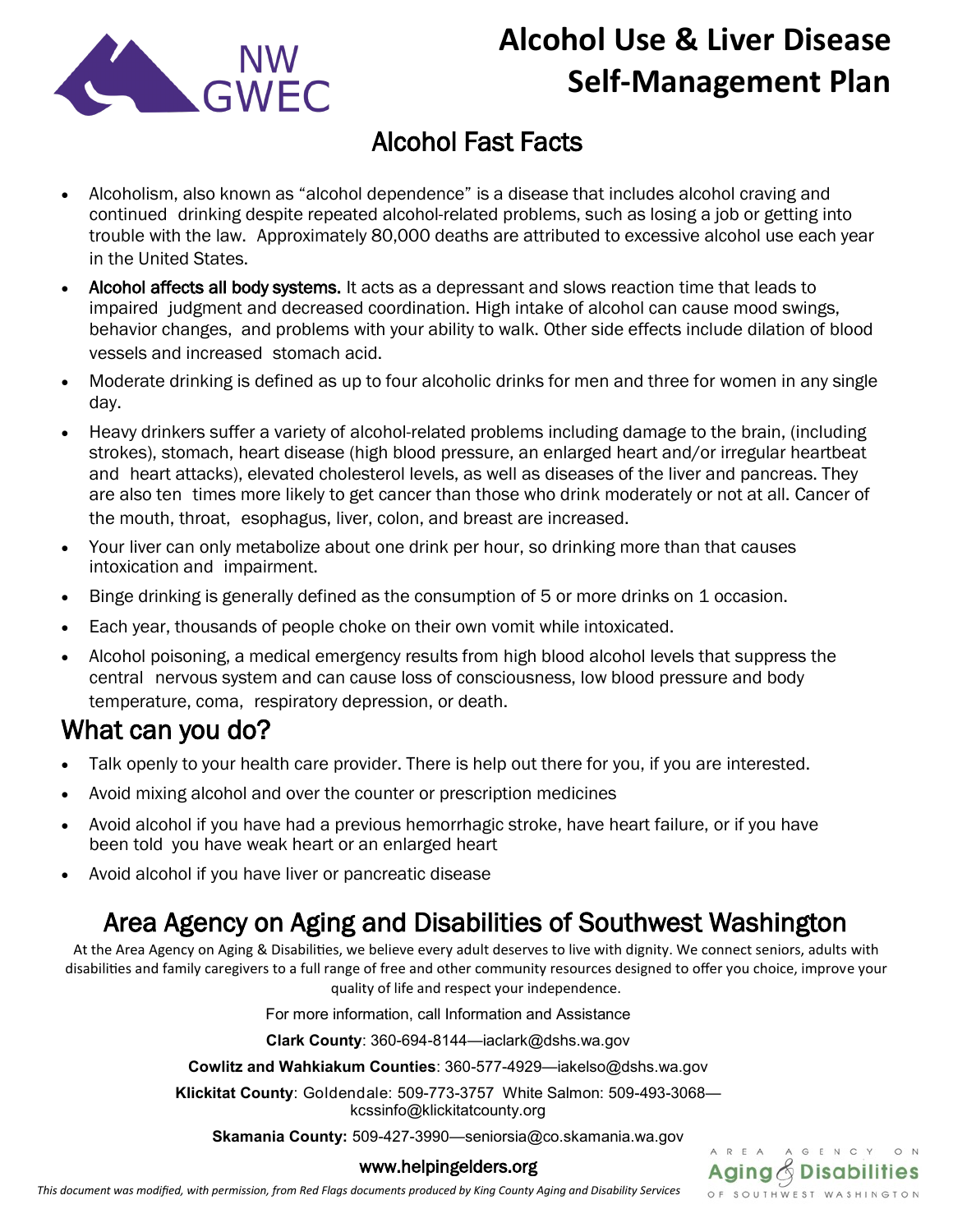# Alcohol Use & Liver Disease Self-Management Plan

## Alcohol Fast Facts

- Alcoholism, also known as "alcohol dependence" is a disease that includes alcohol craving and continued drinking despite repeated alcohol-related problems, such as losing a job or getting into trouble with the law. Approximately 80,000 deaths are attributed to excessive alcohol use each year in the United States.
- **Alcohol affects all body systems.** It acts as a depressant and slows reaction time that leads to impaired judgment and decreased coordination. High intake of alcohol can cause mood swings, behavior changes, and problems with your ability to walk. Other side effects include dilation of blood vessels and increased stomach acid.
- Moderate drinking is defined as up to four alcoholic drinks for men and three for women in any single day.
- Heavy drinkers suffer a variety of alcohol-related problems including damage to the brain, (including strokes), stomach, heart disease (high blood pressure, an enlarged heart and/or irregular heartbeat and heart attacks), elevated cholesterol levels, as well as diseases of the liver and pancreas. They are also ten times more likely to get cancer than those who drink moderately or not at all. Cancer of the mouth, throat, esophagus, liver, colon, and breast are increased.
- Your liver can only metabolize about one drink per hour, so drinking more than that causes intoxication and impairment.
- Binge drinking is generally defined as the consumption of 5 or more drinks on 1 occasion.
- Each year, thousands of people choke on their own vomit while intoxicated.
- Alcohol poisoning, a medical emergency results from high blood alcohol levels that suppress the central nervous system and can cause loss of consciousness, low blood pressure and body temperature, coma, respiratory depression, or death.

## What can you do?

- Talk openly to your health care provider. There is help out there for you, if you are interested.
- Avoid mixing alcohol and over the counter or prescription medicines
- Avoid alcohol if you have had a previous hemorrhagic stroke, have heart failure, or if you have been told you have weak heart or an enlarged heart
- Avoid alcohol if you have liver or pancreatic disease

## Area Agency on Aging and Disabilities of Southwest Washington

At the Area Agency on Aging & Disabilities, we believe every adult deserves to live with dignity. We connect seniors, adults with disabilities and family caregivers to a full range of free and other community resources designed to offer you choice, improve your quality of life and respect your independence.

For more information, call Information and Assistance

**Clark County**: 360-694-8144—iaclark@dshs.wa.gov

**Cowlitz and Wahkiakum Counties**: 360-577-4929—iakelso@dshs.wa.gov

**Klickitat County**: Goldendale: 509-773-3757 White Salmon: 509-493-3068—kcssinfo@klickitatcounty.org

**Skamania County:** 509-427-3990—seniorsia@co.skamania.wa.gov

www.helpingelders.org

*This document was modified, with permission, from Red Flags documents produced by King County Aging and Disability Services*